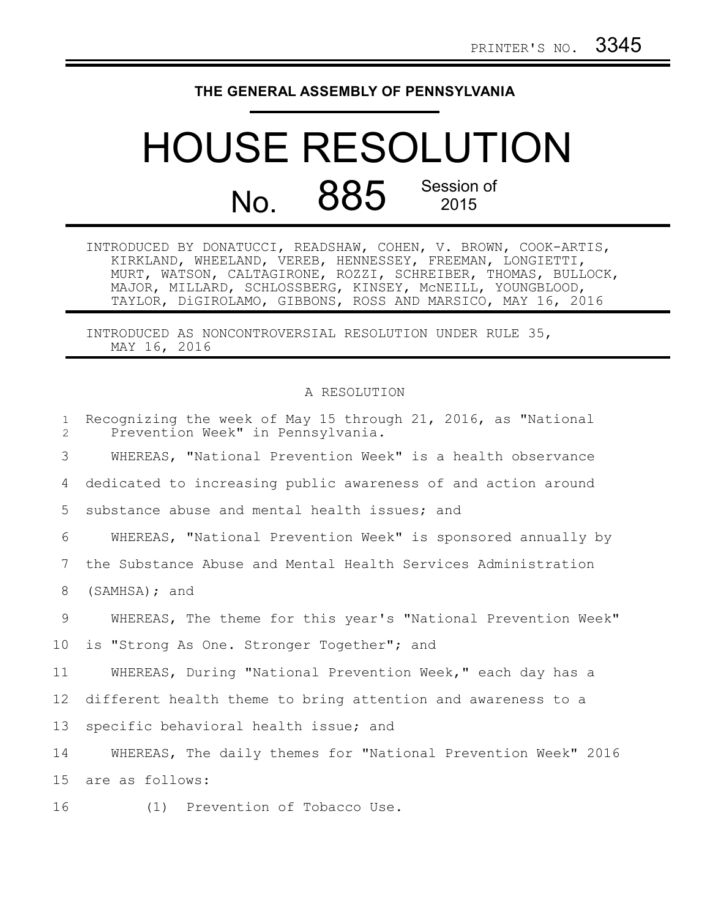PRINTER'S NO. 3345

THE GENERAL ASSEMBLY OF PENNSYLVANIA

# HOUSE RESOLUTION

## No. 885 Session of 2015

INTRODUCED BY DONATUCCI, READSHAW, COHEN, V. BROWN, COOK-ARTIS, KIRKLAND, WHEELAND, VEREB, HENNESSEY, FREEMAN, LONGIETTI, MURT, WATSON, CALTAGIRONE, ROZZI, SCHREIBER, THOMAS, BULLOCK, MAJOR, MILLARD, SCHLOSSBERG, KINSEY, McNEILL, YOUNGBLOOD, TAYLOR, DiGIROLAMO, GIBBONS, ROSS AND MARSICO, MAY 16, 2016

INTRODUCED AS NONCONTROVERSIAL RESOLUTION UNDER RULE 35, MAY 16, 2016

A RESOLUTION

Recognizing the week of May 15 through 21, 2016, as "National Prevention Week" in Pennsylvania.

WHEREAS, "National Prevention Week" is a health observance dedicated to increasing public awareness of and action around substance abuse and mental health issues; and

WHEREAS, "National Prevention Week" is sponsored annually by the Substance Abuse and Mental Health Services Administration (SAMHSA); and

WHEREAS, The theme for this year's "National Prevention Week" is "Strong As One. Stronger Together"; and

WHEREAS, During "National Prevention Week," each day has a different health theme to bring attention and awareness to a specific behavioral health issue; and

WHEREAS, The daily themes for "National Prevention Week" 2016 are as follows:

(1) Prevention of Tobacco Use.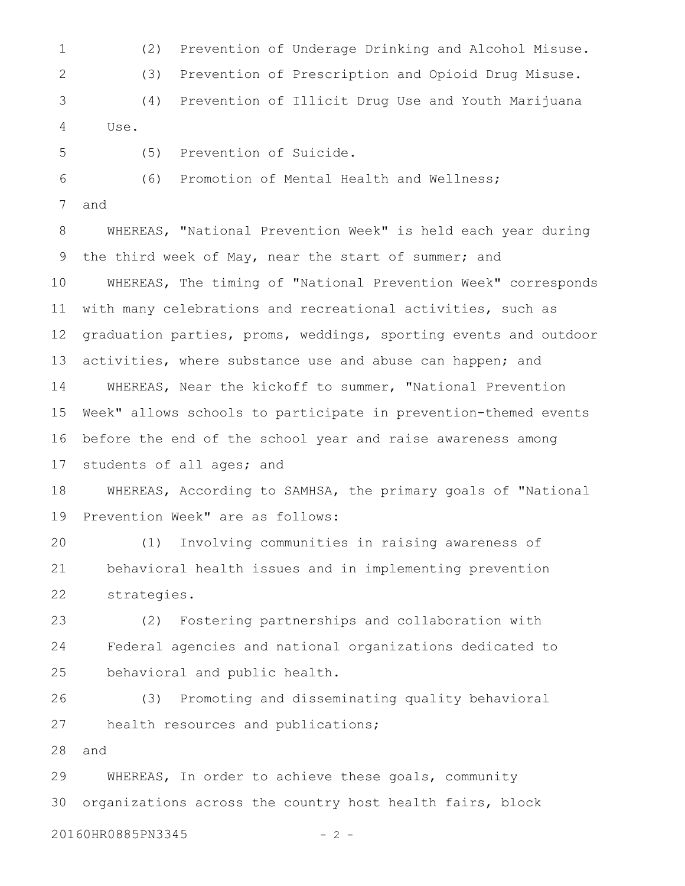(2) Prevention of Underage Drinking and Alcohol Misuse.

(3) Prevention of Prescription and Opioid Drug Misuse.

(4) Prevention of Illicit Drug Use and Youth Marijuana Use.

(5) Prevention of Suicide.

(6) Promotion of Mental Health and Wellness;

and

WHEREAS, "National Prevention Week" is held each year during the third week of May, near the start of summer; and

WHEREAS, The timing of "National Prevention Week" corresponds with many celebrations and recreational activities, such as graduation parties, proms, weddings, sporting events and outdoor activities, where substance use and abuse can happen; and

WHEREAS, Near the kickoff to summer, "National Prevention Week" allows schools to participate in prevention-themed events before the end of the school year and raise awareness among students of all ages; and

WHEREAS, According to SAMHSA, the primary goals of "National Prevention Week" are as follows:

(1) Involving communities in raising awareness of behavioral health issues and in implementing prevention strategies.

(2) Fostering partnerships and collaboration with Federal agencies and national organizations dedicated to behavioral and public health.

(3) Promoting and disseminating quality behavioral health resources and publications;

and

WHEREAS, In order to achieve these goals, community organizations across the country host health fairs, block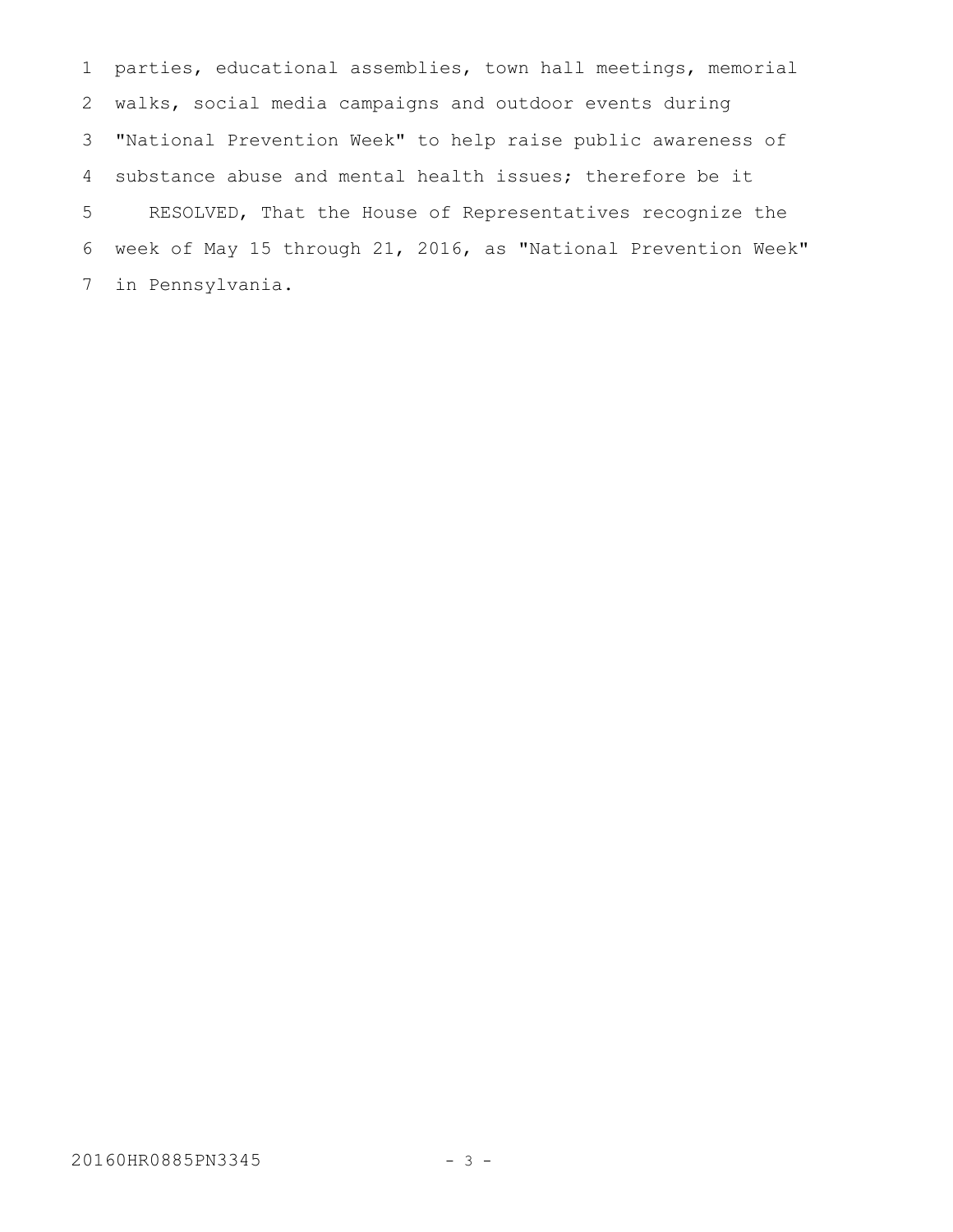parties, educational assemblies, town hall meetings, memorial walks, social media campaigns and outdoor events during "National Prevention Week" to help raise public awareness of substance abuse and mental health issues; therefore be it

RESOLVED, That the House of Representatives recognize the week of May 15 through 21, 2016, as "National Prevention Week" in Pennsylvania.